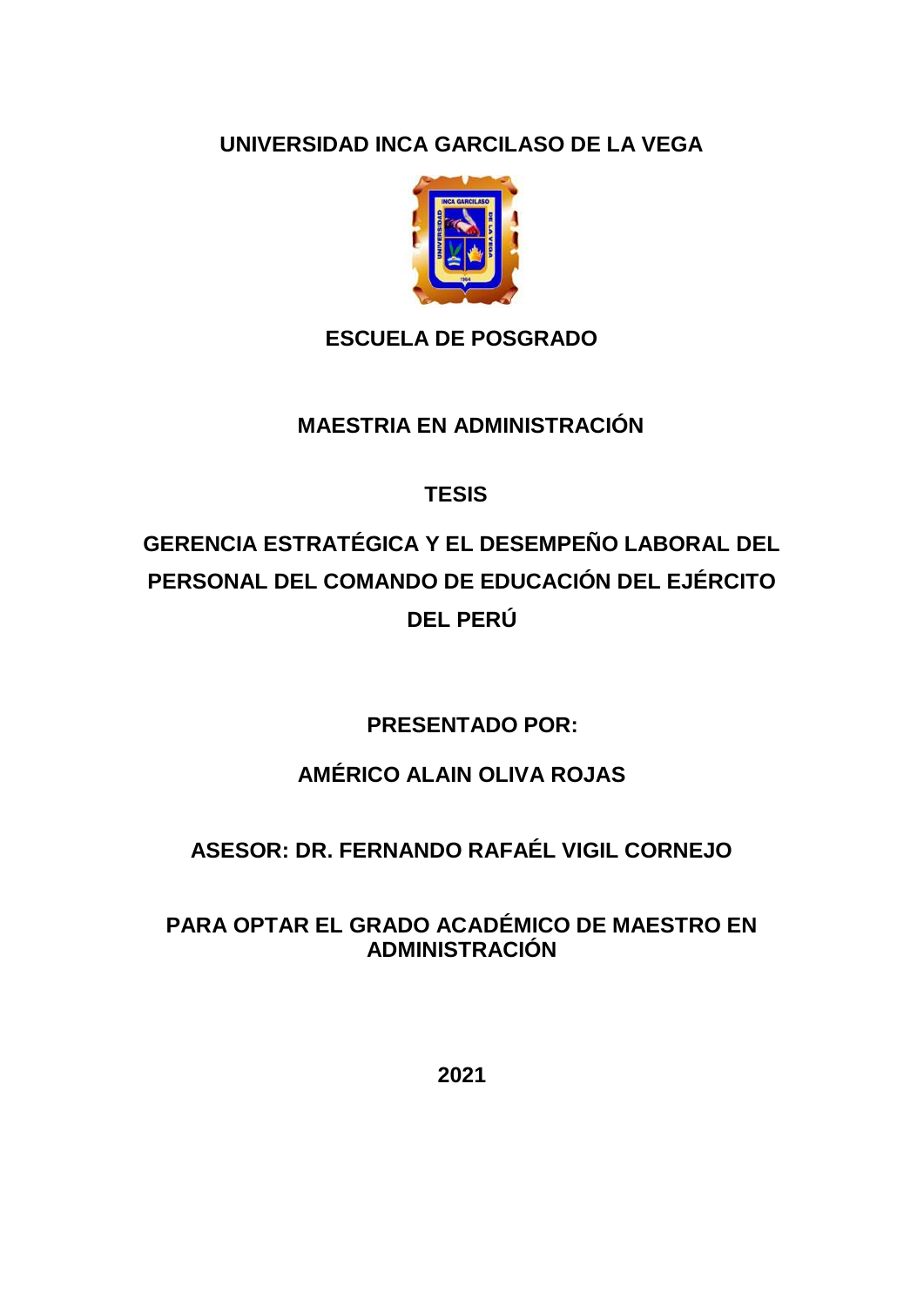# UNIVERSIDAD INCA GARCILASO DE LA VEGA

## ESCUELA DE POSGRADO

## MAESTRIA EN ADMINISTRACIÓN

## TESIS

# GERENCIA ESTRATÉGICA Y EL DESEMPEÑO LABORAL DEL PERSONAL DEL COMANDO DE EDUCACIÓN DEL EJÉRCITO DEL PERÚ

**PRESENTADO POR:**

**AMÉRICO ALAIN OLIVA ROJAS**

**ASESOR: DR. FERNANDO RAFAÉL VIGIL CORNEJO**

**PARA OPTAR EL GRADO ACADÉMICO DE MAESTRO EN ADMINISTRACIÓN**

**2021**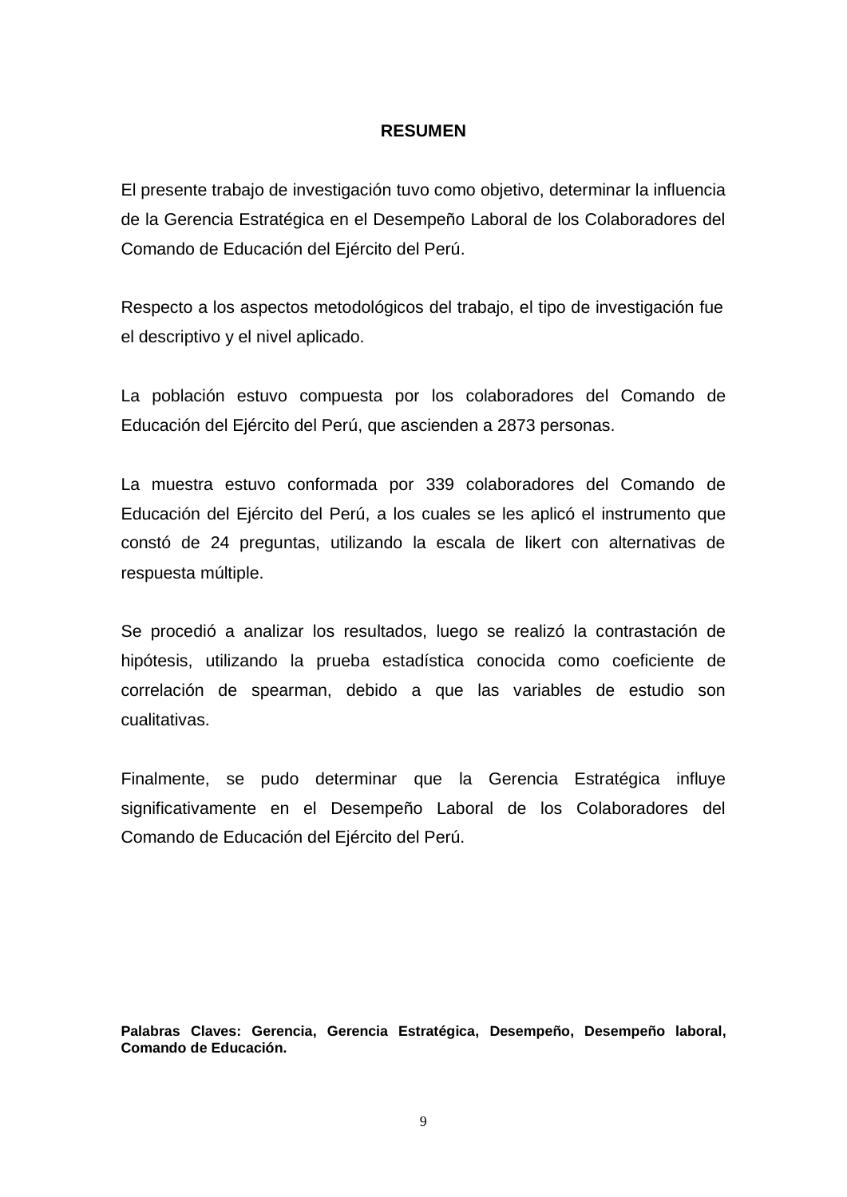## RESUMEN

El presente trabajo de investigación tuvo como objetivo, determinar la influencia de la Gerencia Estratégica en el Desempeño Laboral de los Colaboradores del Comando de Educación del Ejército del Perú.

Respecto a los aspectos metodológicos del trabajo, el tipo de investigación fue el descriptivo y el nivel aplicado.

La población estuvo compuesta por los colaboradores del Comando de Educación del Ejército del Perú, que ascienden a 2873 personas.

La muestra estuvo conformada por 339 colaboradores del Comando de Educación del Ejército del Perú, a los cuales se les aplicó el instrumento que constó de 24 preguntas, utilizando la escala de likert con alternativas de respuesta múltiple.

Se procedió a analizar los resultados, luego se realizó la contrastación de hipótesis, utilizando la prueba estadística conocida como coeficiente de correlación de spearman, debido a que las variables de estudio son cualitativas.

Finalmente, se pudo determinar que la Gerencia Estratégica influye significativamente en el Desempeño Laboral de los Colaboradores del Comando de Educación del Ejército del Perú.

**Palabras Claves: Gerencia, Gerencia Estratégica, Desempeño, Desempeño laboral, Comando de Educación.**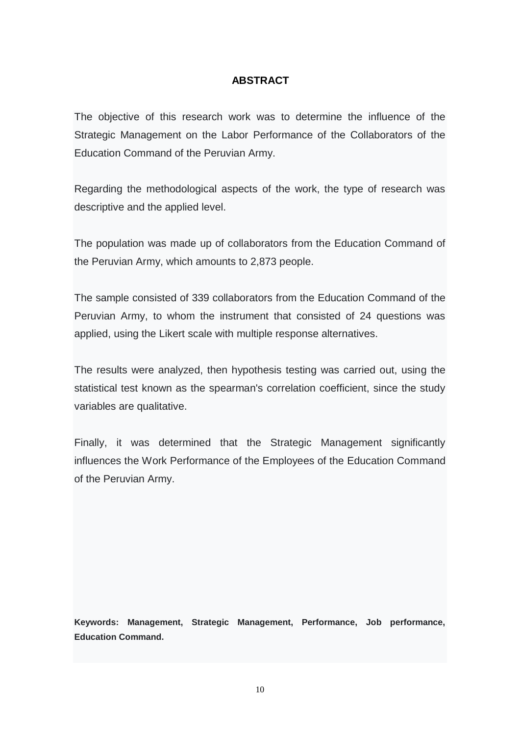# ABSTRACT

The objective of this research work was to determine the influence of the Strategic Management on the Labor Performance of the Collaborators of the Education Command of the Peruvian Army.

Regarding the methodological aspects of the work, the type of research was descriptive and the applied level.

The population was made up of collaborators from the Education Command of the Peruvian Army, which amounts to 2,873 people.

The sample consisted of 339 collaborators from the Education Command of the Peruvian Army, to whom the instrument that consisted of 24 questions was applied, using the Likert scale with multiple response alternatives.

The results were analyzed, then hypothesis testing was carried out, using the statistical test known as the spearman's correlation coefficient, since the study variables are qualitative.

Finally, it was determined that the Strategic Management significantly influences the Work Performance of the Employees of the Education Command of the Peruvian Army.

**Keywords: Management, Strategic Management, Performance, Job performance, Education Command.**